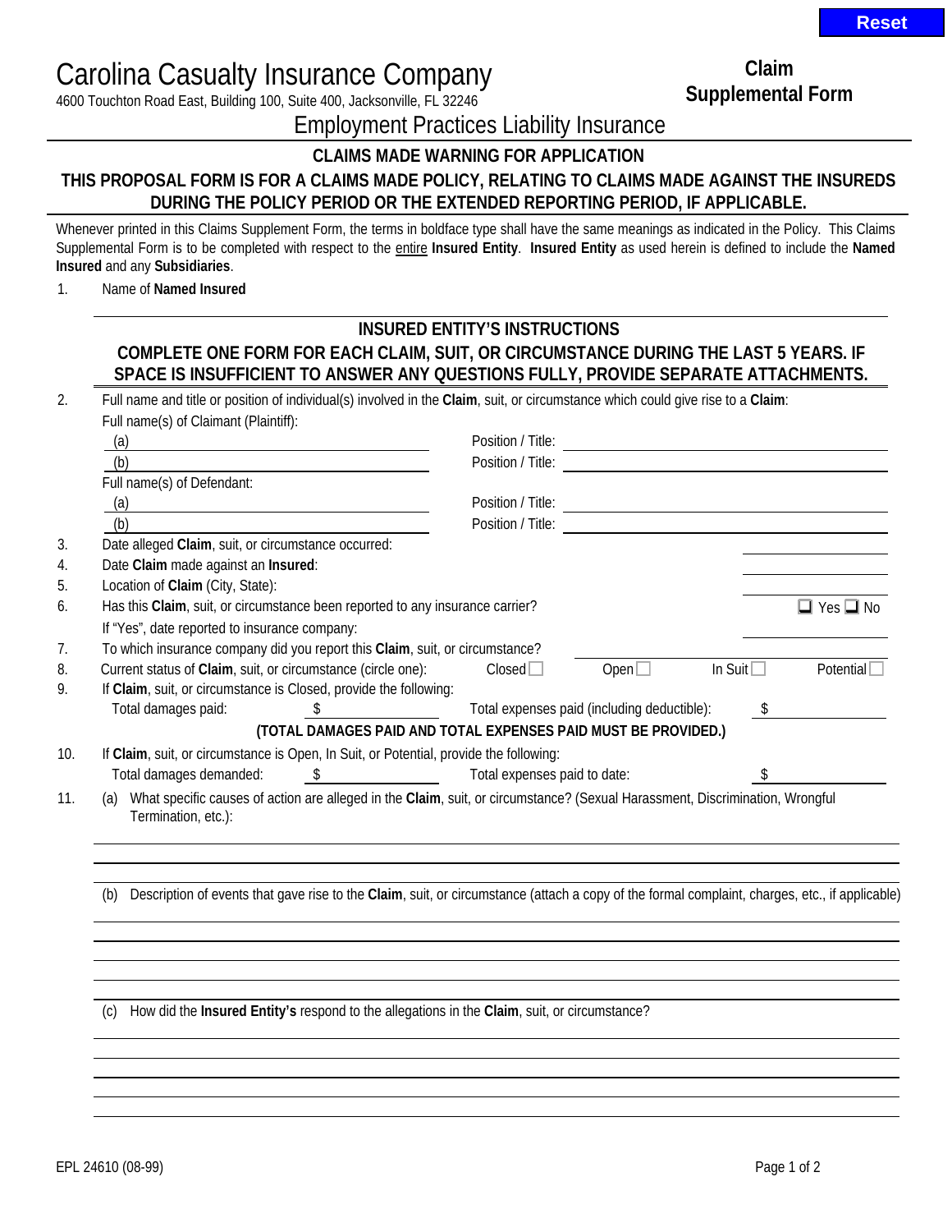Reset

# Carolina Casualty Insurance Company

4600 Touchton Road East, Building 100, Suite 400, Jacksonville, FL 32246

**Claim Supplemental Form**

## Employment Practices Liability Insurance

### CLAIMS MADE WARNING FOR APPLICATION

**THIS PROPOSAL FORM IS FOR A CLAIMS MADE POLICY, RELATING TO CLAIMS MADE AGAINST THE INSUREDS DURING THE POLICY PERIOD OR THE EXTENDED REPORTING PERIOD, IF APPLICABLE.**

Whenever printed in this Claims Supplement Form, the terms in boldface type shall have the same meanings as indicated in the Policy. This Claims Supplemental Form is to be completed with respect to the entire **Insured Entity**. **Insured Entity** as used herein is defined to include the **Named Insured** and any **Subsidiaries**.

1. Name of **Named Insured** ______________________________

### INSURED ENTITY'S INSTRUCTIONS

**COMPLETE ONE FORM FOR EACH CLAIM, SUIT, OR CIRCUMSTANCE DURING THE LAST 5 YEARS. IF SPACE IS INSUFFICIENT TO ANSWER ANY QUESTIONS FULLY, PROVIDE SEPARATE ATTACHMENTS.**

2. Full name and title or position of individual(s) involved in the **Claim**, suit, or circumstance which could give rise to a **Claim**:

   Full name(s) of Claimant (Plaintiff):
   - (a) ______________________ Position / Title: ______________________
   - (b) ______________________ Position / Title: ______________________

   Full name(s) of Defendant:
   - (a) ______________________ Position / Title: ______________________
   - (b) ______________________ Position / Title: ______________________

3. Date alleged **Claim**, suit, or circumstance occurred: ______________
4. Date **Claim** made against an **Insured**: ______________
5. Location of **Claim** (City, State): ______________
6. Has this **Claim**, suit, or circumstance been reported to any insurance carrier? ☐ Yes ☐ No

   If "Yes", date reported to insurance company: ______________
7. To which insurance company did you report this **Claim**, suit, or circumstance? ______________
8. Current status of **Claim**, suit, or circumstance (circle one): Closed ☐ Open ☐ In Suit ☐ Potential ☐
9. If **Claim**, suit, or circumstance is Closed, provide the following:

   Total damages paid: $ ______________ Total expenses paid (including deductible): $ ______________

   **(TOTAL DAMAGES PAID AND TOTAL EXPENSES PAID MUST BE PROVIDED.)**
10. If **Claim**, suit, or circumstance is Open, In Suit, or Potential, provide the following:

    Total damages demanded: $ ______________ Total expenses paid to date: $ ______________
11. (a) What specific causes of action are alleged in the **Claim**, suit, or circumstance? (Sexual Harassment, Discrimination, Wrongful Termination, etc.):

    ______________________________

    (b) Description of events that gave rise to the **Claim**, suit, or circumstance (attach a copy of the formal complaint, charges, etc., if applicable)

    ______________________________

    (c) How did the **Insured Entity's** respond to the allegations in the **Claim**, suit, or circumstance?

    ______________________________

EPL 24610 (08-99)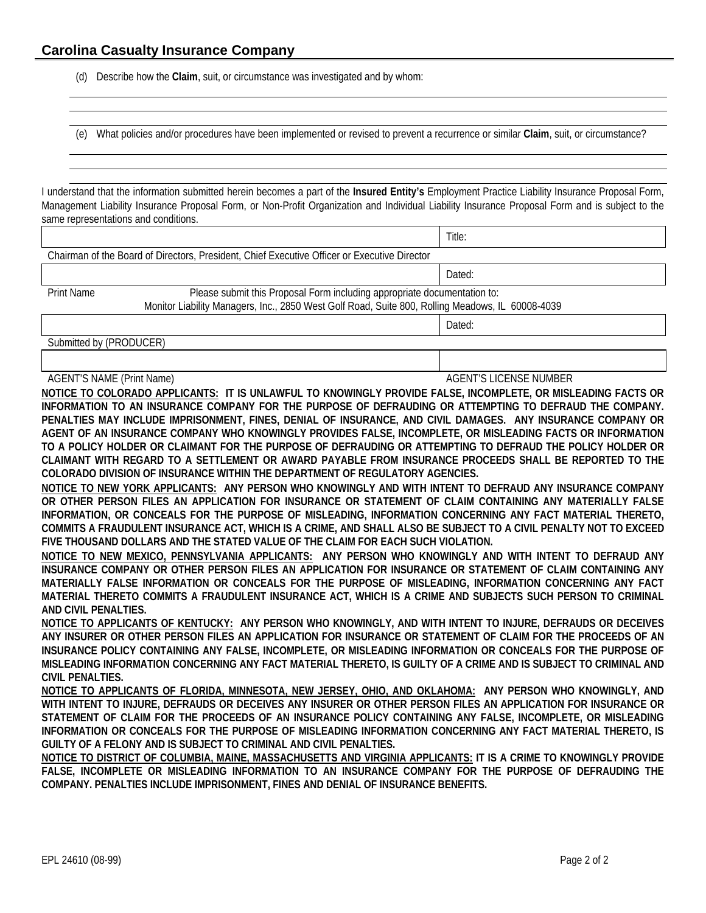## Carolina Casualty Insurance Company

(d) Describe how the **Claim**, suit, or circumstance was investigated and by whom:

(e) What policies and/or procedures have been implemented or revised to prevent a recurrence or similar **Claim**, suit, or circumstance?

I understand that the information submitted herein becomes a part of the **Insured Entity's** Employment Practice Liability Insurance Proposal Form, Management Liability Insurance Proposal Form, or Non-Profit Organization and Individual Liability Insurance Proposal Form and is subject to the same representations and conditions.

| | |
|---|---|
| | Title: |
| Chairman of the Board of Directors, President, Chief Executive Officer or Executive Director | |
| | Dated: |
| Print Name | |
| | Dated: |
| Submitted by (PRODUCER) | |
| | |
| AGENT'S NAME (Print Name) | AGENT'S LICENSE NUMBER |

Please submit this Proposal Form including appropriate documentation to:
Monitor Liability Managers, Inc., 2850 West Golf Road, Suite 800, Rolling Meadows, IL 60008-4039

**NOTICE TO COLORADO APPLICANTS: IT IS UNLAWFUL TO KNOWINGLY PROVIDE FALSE, INCOMPLETE, OR MISLEADING FACTS OR INFORMATION TO AN INSURANCE COMPANY FOR THE PURPOSE OF DEFRAUDING OR ATTEMPTING TO DEFRAUD THE COMPANY. PENALTIES MAY INCLUDE IMPRISONMENT, FINES, DENIAL OF INSURANCE, AND CIVIL DAMAGES. ANY INSURANCE COMPANY OR AGENT OF AN INSURANCE COMPANY WHO KNOWINGLY PROVIDES FALSE, INCOMPLETE, OR MISLEADING FACTS OR INFORMATION TO A POLICY HOLDER OR CLAIMANT FOR THE PURPOSE OF DEFRAUDING OR ATTEMPTING TO DEFRAUD THE POLICY HOLDER OR CLAIMANT WITH REGARD TO A SETTLEMENT OR AWARD PAYABLE FROM INSURANCE PROCEEDS SHALL BE REPORTED TO THE COLORADO DIVISION OF INSURANCE WITHIN THE DEPARTMENT OF REGULATORY AGENCIES.**

**NOTICE TO NEW YORK APPLICANTS: ANY PERSON WHO KNOWINGLY AND WITH INTENT TO DEFRAUD ANY INSURANCE COMPANY OR OTHER PERSON FILES AN APPLICATION FOR INSURANCE OR STATEMENT OF CLAIM CONTAINING ANY MATERIALLY FALSE INFORMATION, OR CONCEALS FOR THE PURPOSE OF MISLEADING, INFORMATION CONCERNING ANY FACT MATERIAL THERETO, COMMITS A FRAUDULENT INSURANCE ACT, WHICH IS A CRIME, AND SHALL ALSO BE SUBJECT TO A CIVIL PENALTY NOT TO EXCEED FIVE THOUSAND DOLLARS AND THE STATED VALUE OF THE CLAIM FOR EACH SUCH VIOLATION.**

**NOTICE TO NEW MEXICO, PENNSYLVANIA APPLICANTS: ANY PERSON WHO KNOWINGLY AND WITH INTENT TO DEFRAUD ANY INSURANCE COMPANY OR OTHER PERSON FILES AN APPLICATION FOR INSURANCE OR STATEMENT OF CLAIM CONTAINING ANY MATERIALLY FALSE INFORMATION OR CONCEALS FOR THE PURPOSE OF MISLEADING, INFORMATION CONCERNING ANY FACT MATERIAL THERETO COMMITS A FRAUDULENT INSURANCE ACT, WHICH IS A CRIME AND SUBJECTS SUCH PERSON TO CRIMINAL AND CIVIL PENALTIES.**

**NOTICE TO APPLICANTS OF KENTUCKY: ANY PERSON WHO KNOWINGLY, AND WITH INTENT TO INJURE, DEFRAUDS OR DECEIVES ANY INSURER OR OTHER PERSON FILES AN APPLICATION FOR INSURANCE OR STATEMENT OF CLAIM FOR THE PROCEEDS OF AN INSURANCE POLICY CONTAINING ANY FALSE, INCOMPLETE, OR MISLEADING INFORMATION OR CONCEALS FOR THE PURPOSE OF MISLEADING INFORMATION CONCERNING ANY FACT MATERIAL THERETO, IS GUILTY OF A CRIME AND IS SUBJECT TO CRIMINAL AND CIVIL PENALTIES.**

**NOTICE TO APPLICANTS OF FLORIDA, MINNESOTA, NEW JERSEY, OHIO, AND OKLAHOMA: ANY PERSON WHO KNOWINGLY, AND WITH INTENT TO INJURE, DEFRAUDS OR DECEIVES ANY INSURER OR OTHER PERSON FILES AN APPLICATION FOR INSURANCE OR STATEMENT OF CLAIM FOR THE PROCEEDS OF AN INSURANCE POLICY CONTAINING ANY FALSE, INCOMPLETE, OR MISLEADING INFORMATION OR CONCEALS FOR THE PURPOSE OF MISLEADING INFORMATION CONCERNING ANY FACT MATERIAL THERETO, IS GUILTY OF A FELONY AND IS SUBJECT TO CRIMINAL AND CIVIL PENALTIES.**

**NOTICE TO DISTRICT OF COLUMBIA, MAINE, MASSACHUSETTS AND VIRGINIA APPLICANTS: IT IS A CRIME TO KNOWINGLY PROVIDE FALSE, INCOMPLETE OR MISLEADING INFORMATION TO AN INSURANCE COMPANY FOR THE PURPOSE OF DEFRAUDING THE COMPANY. PENALTIES INCLUDE IMPRISONMENT, FINES AND DENIAL OF INSURANCE BENEFITS.**

EPL 24610 (08-99)